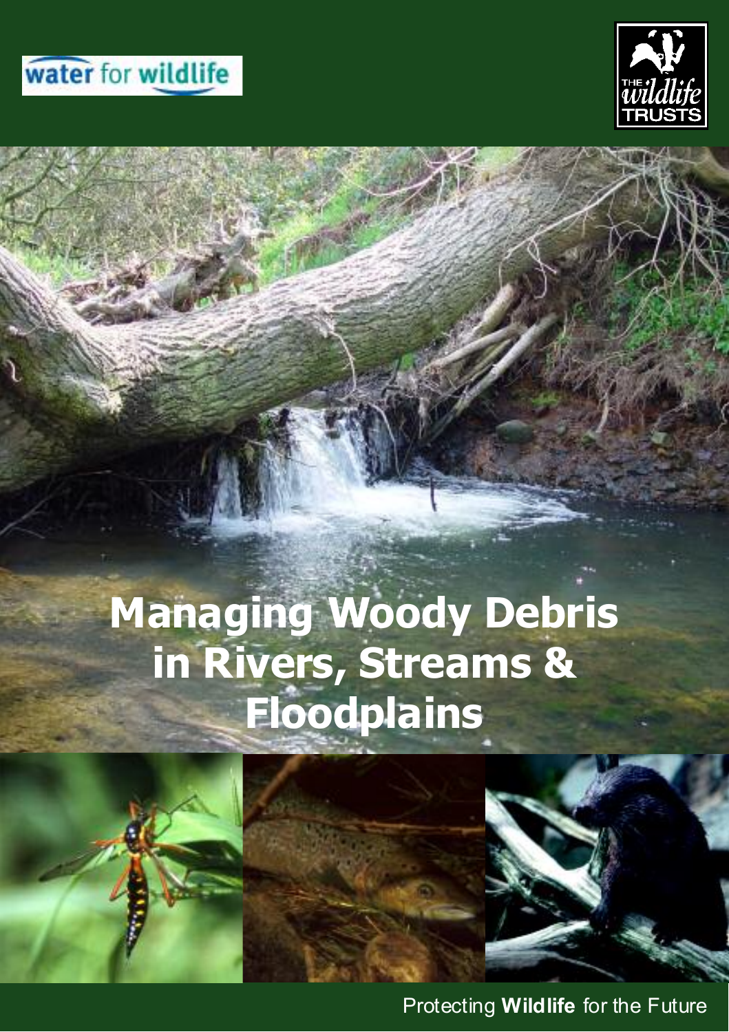water for wildlife

THE wildlife TRUSTS

# Managing Woody Debris in Rivers, Streams & Floodplains

Protecting **Wildlife** for the Future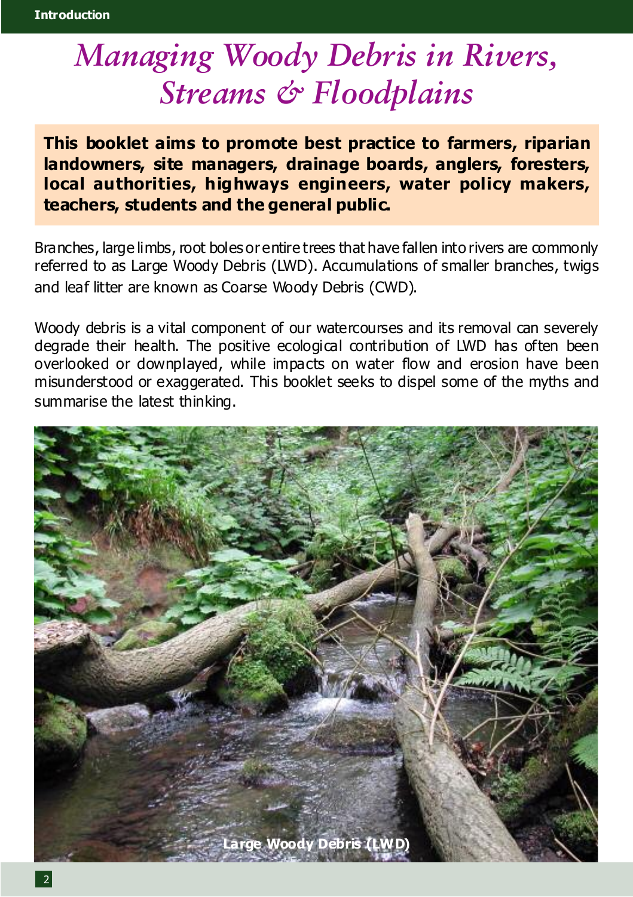# *Managing Woody Debris in Rivers, Streams & Floodplains*

**This booklet aims to promote best practice to farmers, riparian landowners, site managers, drainage boards, anglers, foresters, local authorities, highways engineers, water policy makers, teachers, students and the general public.**

Branches, large limbs, root boles or entire trees that have fallen into rivers are commonly referred to as Large Woody Debris (LWD). Accumulations of smaller branches, twigs and leaf litter are known as Coarse Woody Debris (CWD).

Woody debris is a vital component of our watercourses and its removal can severely degrade their health. The positive ecological contribution of LWD has often been overlooked or downplayed, while impacts on water flow and erosion have been misunderstood or exaggerated. This booklet seeks to dispel some of the myths and summarise the latest thinking.

Large Woody Debris (LWD)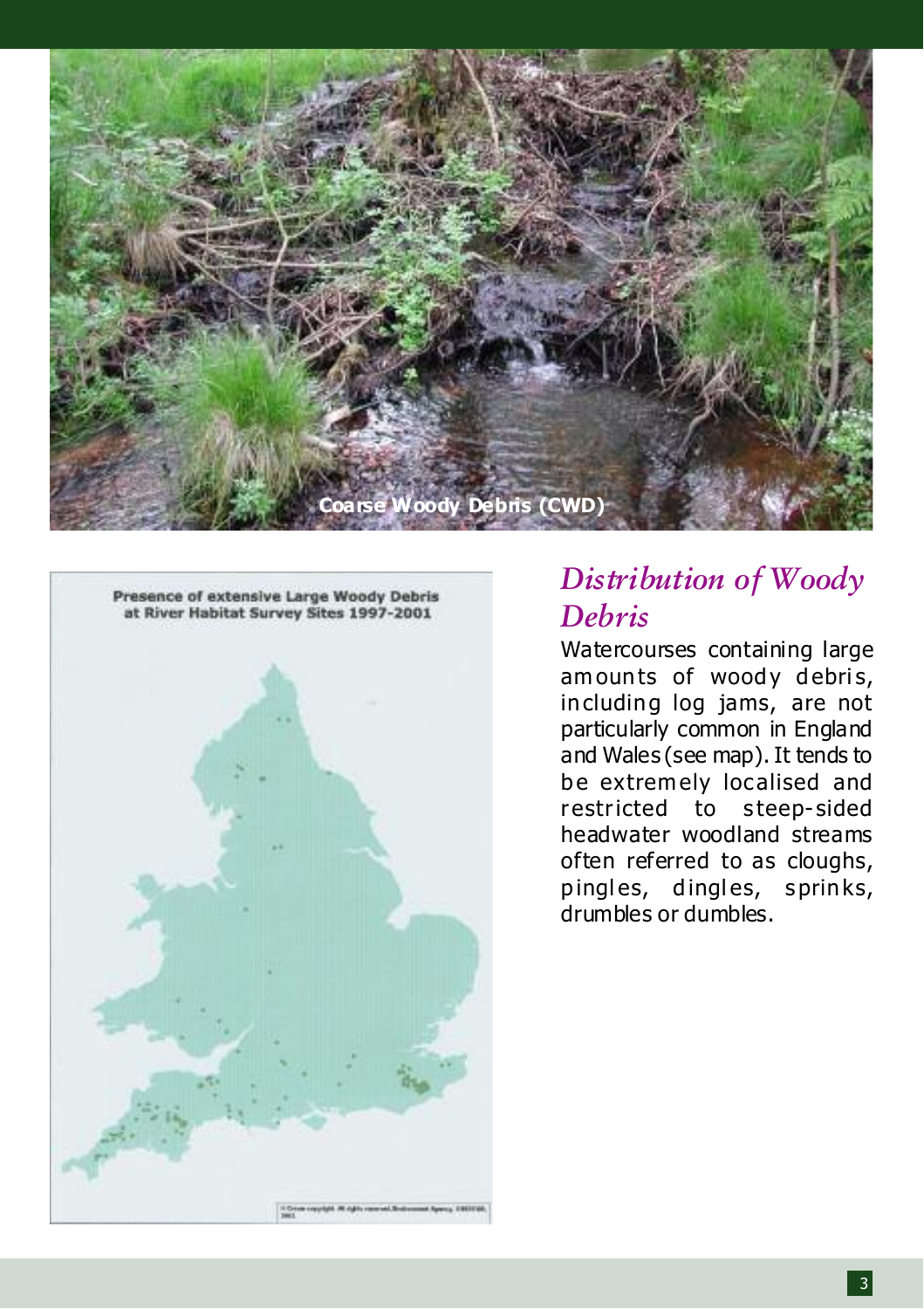Coarse Woody Debris (CWD)

Presence of extensive Large Woody Debris at River Habitat Survey Sites 1997-2001

## *Distribution of Woody Debris*

Watercourses containing large amounts of woody debris, including log jams, are not particularly common in England and Wales (see map). It tends to be extremely localised and restricted to steep-sided headwater woodland streams often referred to as cloughs, pingles, dingles, sprinks, drumbles or dumbles.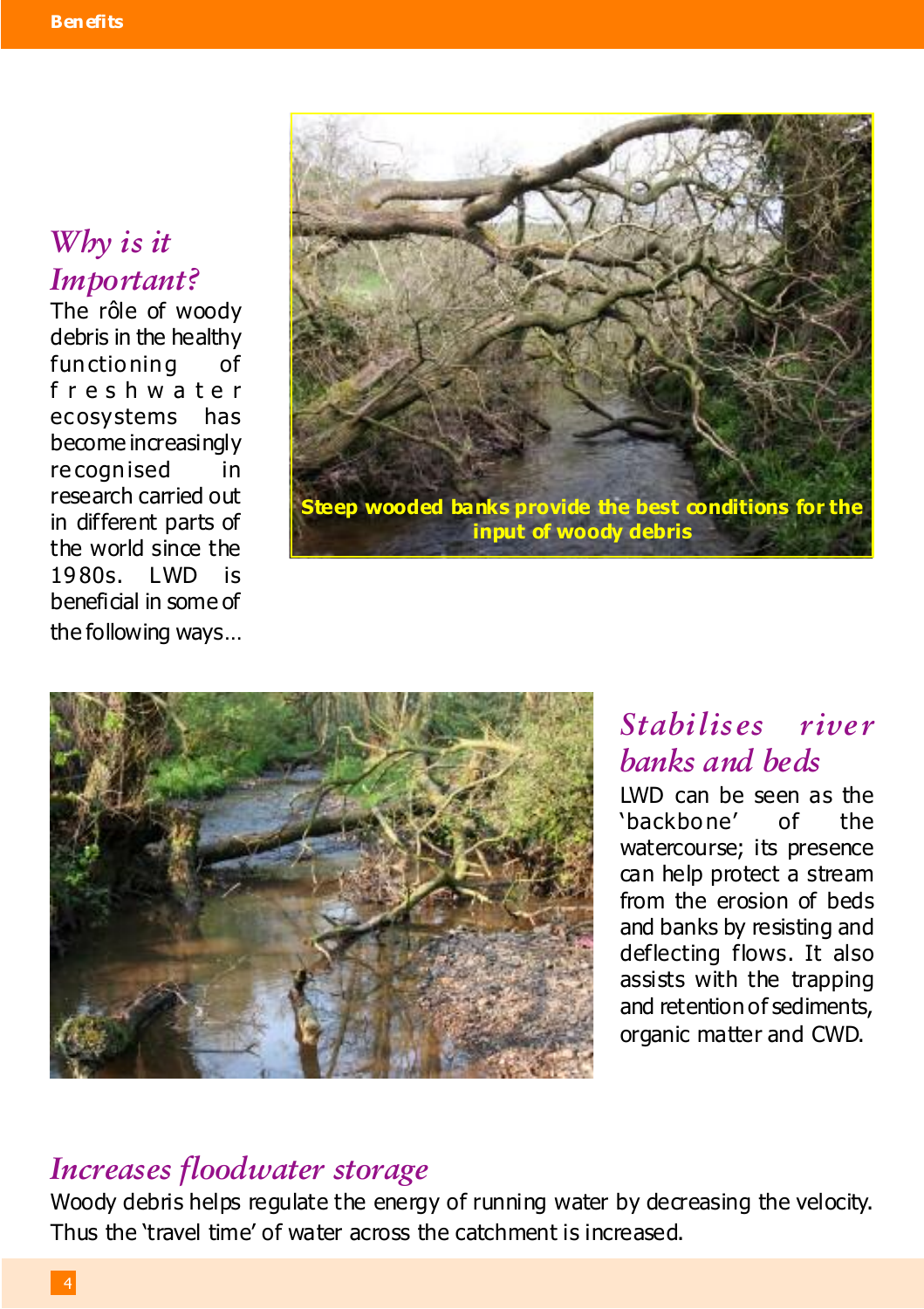## *Why is it Important?*

The rôle of woody debris in the healthy functioning of freshwater ecosystems has become increasingly recognised in research carried out in different parts of the world since the 1980s. LWD is beneficial in some of the following ways...

**Steep wooded banks provide the best conditions for the input of woody debris**

## *Stabilises river banks and beds*

LWD can be seen as the 'backbone' of the watercourse; its presence can help protect a stream from the erosion of beds and banks by resisting and deflecting flows. It also assists with the trapping and retention of sediments, organic matter and CWD.

## *Increases floodwater storage*

Woody debris helps regulate the energy of running water by decreasing the velocity. Thus the 'travel time' of water across the catchment is increased.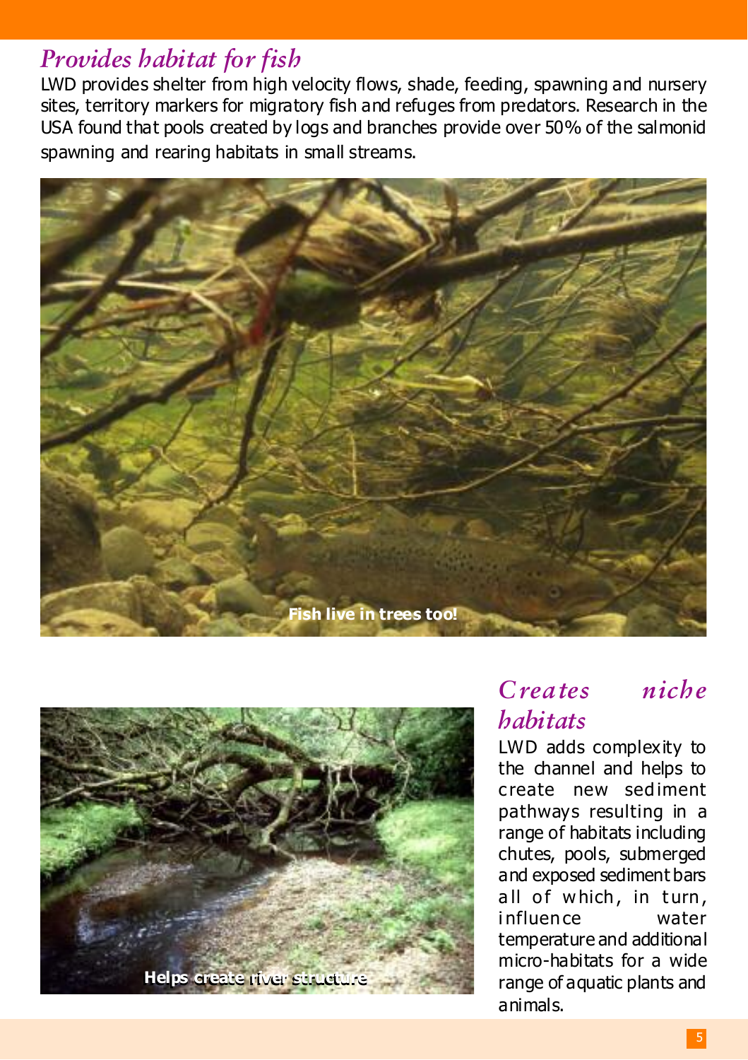## *Provides habitat for fish*

LWD provides shelter from high velocity flows, shade, feeding, spawning and nursery sites, territory markers for migratory fish and refuges from predators. Research in the USA found that pools created by logs and branches provide over 50% of the salmonid spawning and rearing habitats in small streams.

**Fish live in trees too!**

**Helps create river structure**

## *Creates niche habitats*

LWD adds complexity to the channel and helps to create new sediment pathways resulting in a range of habitats including chutes, pools, submerged and exposed sediment bars all of which, in turn, influence water temperature and additional micro-habitats for a wide range of aquatic plants and animals.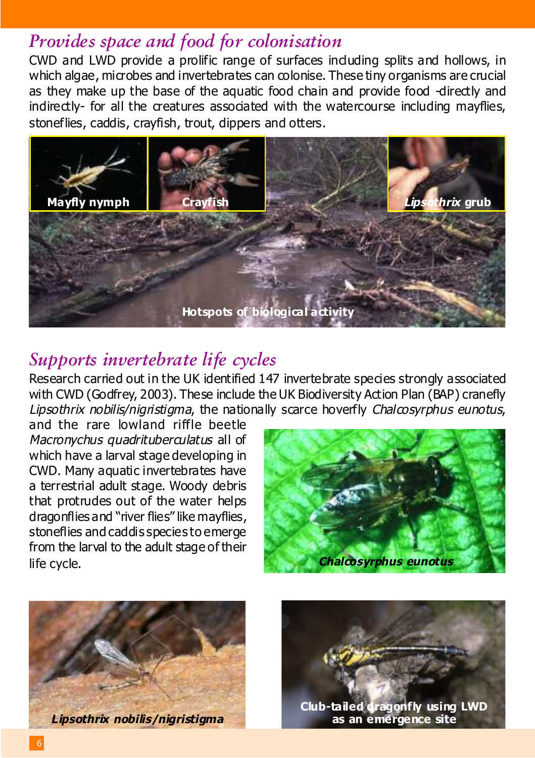## *Provides space and food for colonisation*

CWD and LWD provide a prolific range of surfaces including splits and hollows, in which algae, microbes and invertebrates can colonise. These tiny organisms are crucial as they make up the base of the aquatic food chain and provide food -directly and indirectly- for all the creatures associated with the watercourse including mayflies, stoneflies, caddis, crayfish, trout, dippers and otters.

Mayfly nymph

Crayfish

*Lipsothrix* grub

Hotspots of biological activity

## *Supports invertebrate life cycles*

Research carried out in the UK identified 147 invertebrate species strongly associated with CWD (Godfrey, 2003). These include the UK Biodiversity Action Plan (BAP) cranefly *Lipsothrix nobilis/nigristigma*, the nationally scarce hoverfly *Chalcosyrphus eunotus*, and the rare lowland riffle beetle *Macronychus quadrituberculatus* all of which have a larval stage developing in CWD. Many aquatic invertebrates have a terrestrial adult stage. Woody debris that protrudes out of the water helps dragonflies and "river flies" like mayflies, stoneflies and caddis species to emerge from the larval to the adult stage of their life cycle.

*Chalcosyrphus eunotus*

*Lipsothrix nobilis/nigristigma*

Club-tailed dragonfly using LWD as an emergence site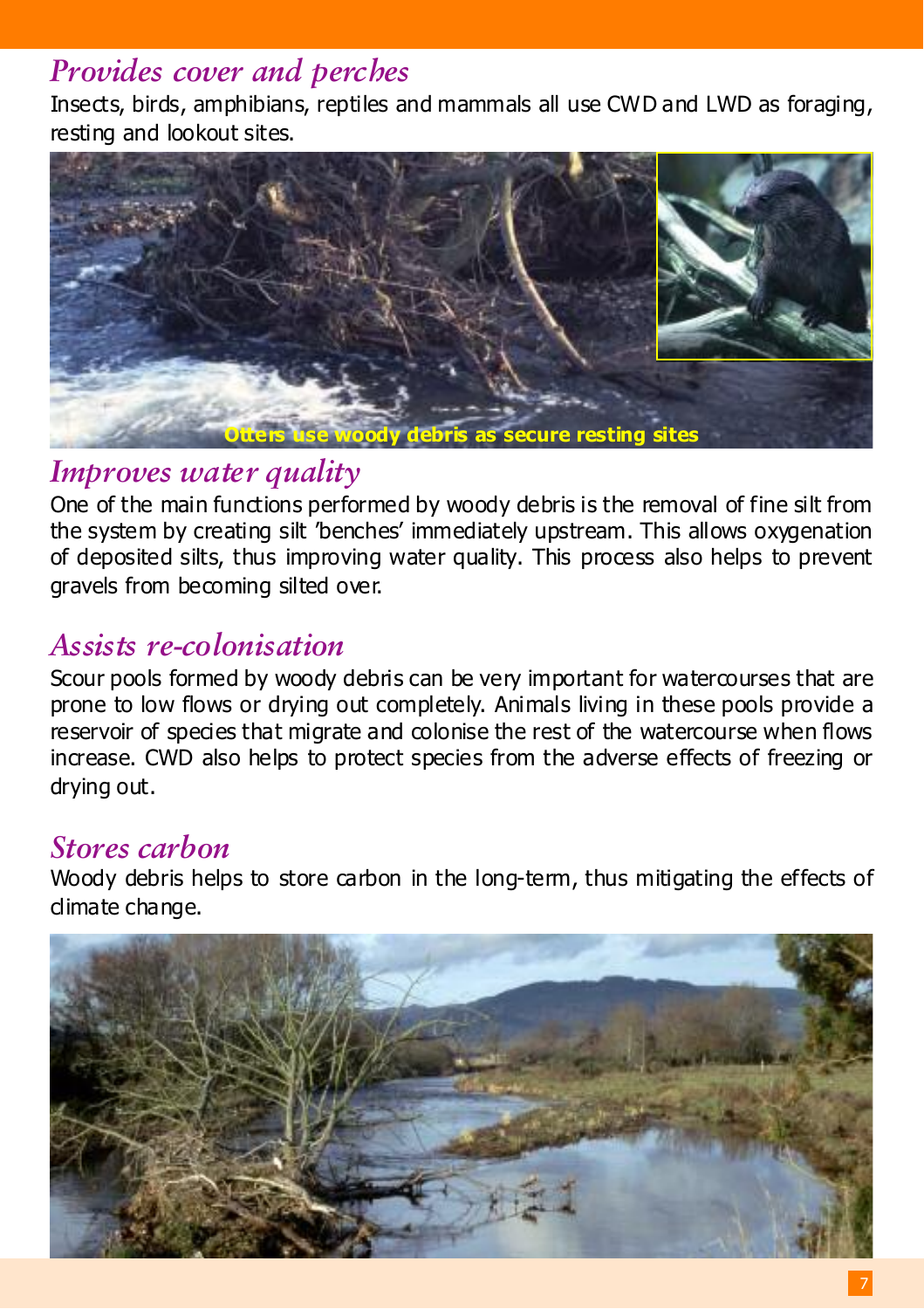## Provides cover and perches

Insects, birds, amphibians, reptiles and mammals all use CWD and LWD as foraging, resting and lookout sites.

Otters use woody debris as secure resting sites

## Improves water quality

One of the main functions performed by woody debris is the removal of fine silt from the system by creating silt 'benches' immediately upstream. This allows oxygenation of deposited silts, thus improving water quality. This process also helps to prevent gravels from becoming silted over.

## Assists re-colonisation

Scour pools formed by woody debris can be very important for watercourses that are prone to low flows or drying out completely. Animals living in these pools provide a reservoir of species that migrate and colonise the rest of the watercourse when flows increase. CWD also helps to protect species from the adverse effects of freezing or drying out.

## Stores carbon

Woody debris helps to store carbon in the long-term, thus mitigating the effects of climate change.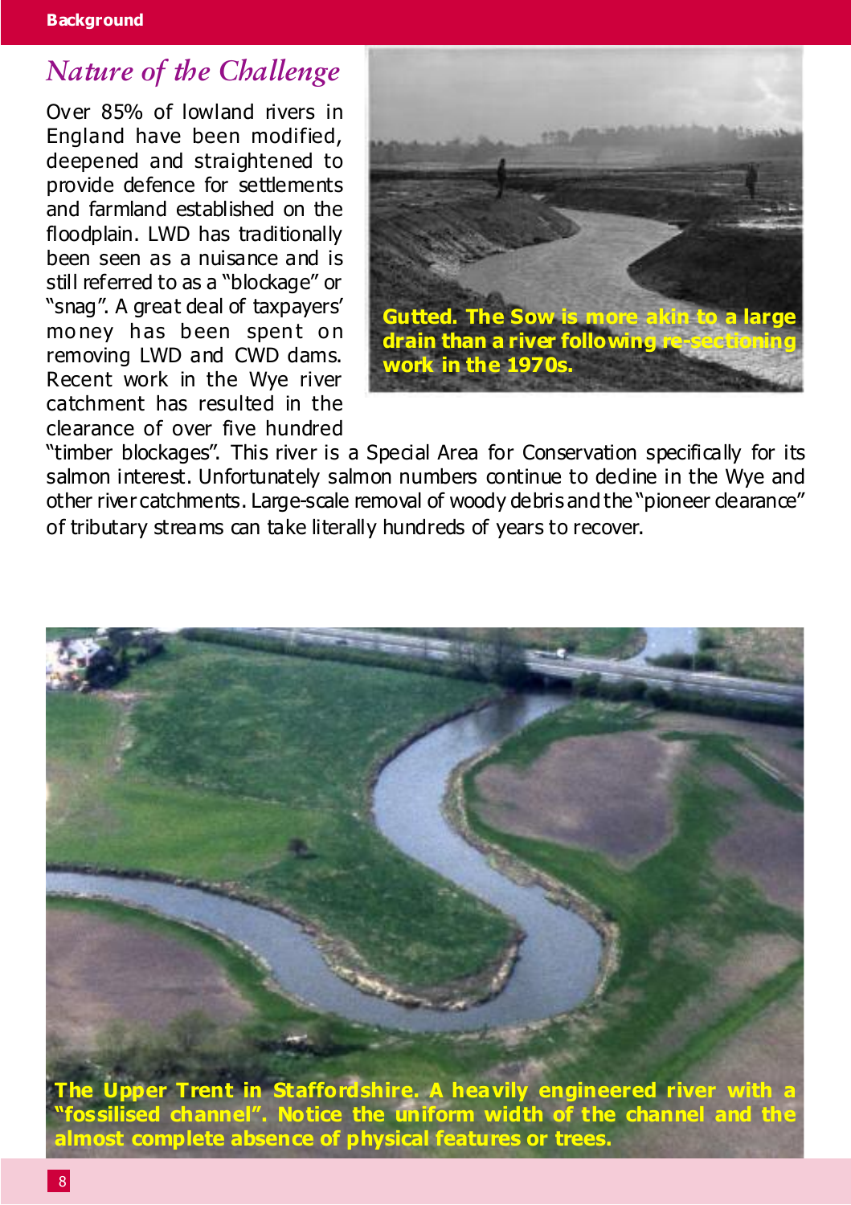## *Nature of the Challenge*

Over 85% of lowland rivers in England have been modified, deepened and straightened to provide defence for settlements and farmland established on the floodplain. LWD has traditionally been seen as a nuisance and is still referred to as a "blockage" or "snag". A great deal of taxpayers' money has been spent on removing LWD and CWD dams. Recent work in the Wye river catchment has resulted in the clearance of over five hundred "timber blockages". This river is a Special Area for Conservation specifically for its salmon interest. Unfortunately salmon numbers continue to decline in the Wye and other river catchments. Large-scale removal of woody debris and the "pioneer clearance" of tributary streams can take literally hundreds of years to recover.

**Gutted. The Sow is more akin to a large drain than a river following re-sectioning work in the 1970s.**

**The Upper Trent in Staffordshire. A heavily engineered river with a "fossilised channel". Notice the uniform width of the channel and the almost complete absence of physical features or trees.**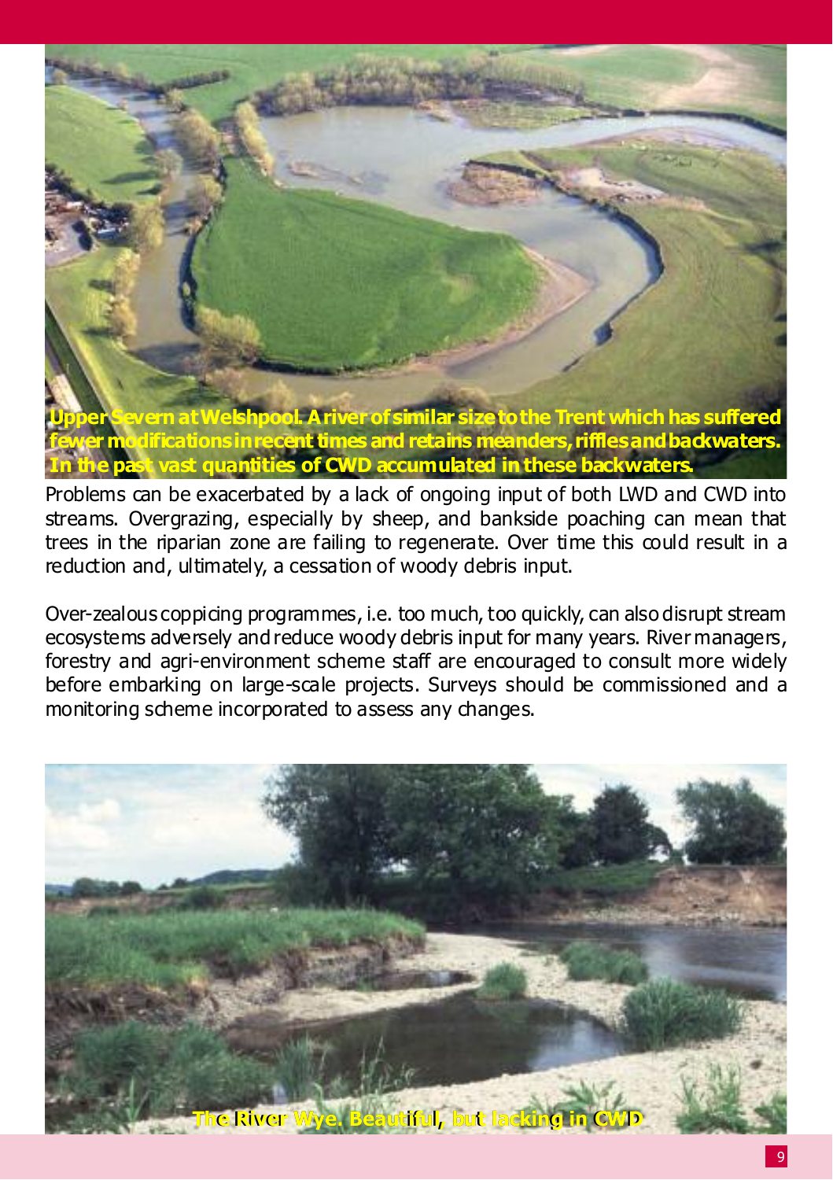Upper Severn at Welshpool. A river of similar size to the Trent which has suffered fewer modifications in recent times and retains meanders, riffles and backwaters. In the past vast quantities of CWD accumulated in these backwaters.

Problems can be exacerbated by a lack of ongoing input of both LWD and CWD into streams. Overgrazing, especially by sheep, and bankside poaching can mean that trees in the riparian zone are failing to regenerate. Over time this could result in a reduction and, ultimately, a cessation of woody debris input.

Over-zealous coppicing programmes, i.e. too much, too quickly, can also disrupt stream ecosystems adversely and reduce woody debris input for many years. River managers, forestry and agri-environment scheme staff are encouraged to consult more widely before embarking on large-scale projects. Surveys should be commissioned and a monitoring scheme incorporated to assess any changes.

The River Wye. Beautiful, but lacking in CWD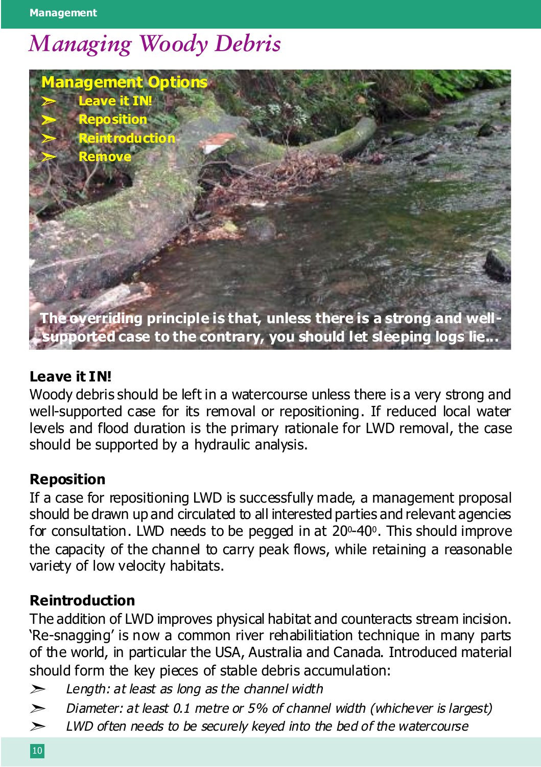# Managing Woody Debris

**Management Options**

- Leave it IN!
- Reposition
- Reintroduction
- Remove

**The overriding principle is that, unless there is a strong and well-supported case to the contrary, you should let sleeping logs lie...**

### Leave it IN!

Woody debris should be left in a watercourse unless there is a very strong and well-supported case for its removal or repositioning. If reduced local water levels and flood duration is the primary rationale for LWD removal, the case should be supported by a hydraulic analysis.

### Reposition

If a case for repositioning LWD is successfully made, a management proposal should be drawn up and circulated to all interested parties and relevant agencies for consultation. LWD needs to be pegged in at $20^0$-$40^0$. This should improve the capacity of the channel to carry peak flows, while retaining a reasonable variety of low velocity habitats.

### Reintroduction

The addition of LWD improves physical habitat and counteracts stream incision. 'Re-snagging' is now a common river rehabilitiation technique in many parts of the world, in particular the USA, Australia and Canada. Introduced material should form the key pieces of stable debris accumulation:

- *Length: at least as long as the channel width*
- *Diameter: at least 0.1 metre or 5% of channel width (whichever is largest)*
- *LWD often needs to be securely keyed into the bed of the watercourse*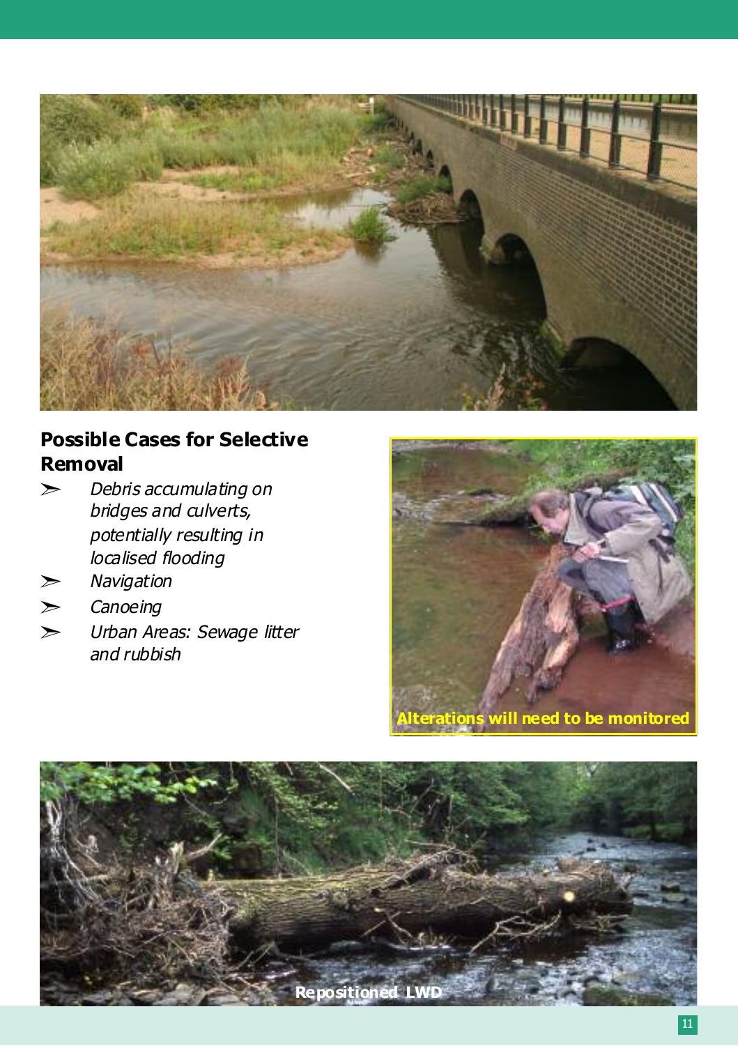## Possible Cases for Selective Removal

- *Debris accumulating on bridges and culverts, potentially resulting in localised flooding*
- *Navigation*
- *Canoeing*
- *Urban Areas: Sewage litter and rubbish*

**Alterations will need to be monitored**

**Repositioned LWD**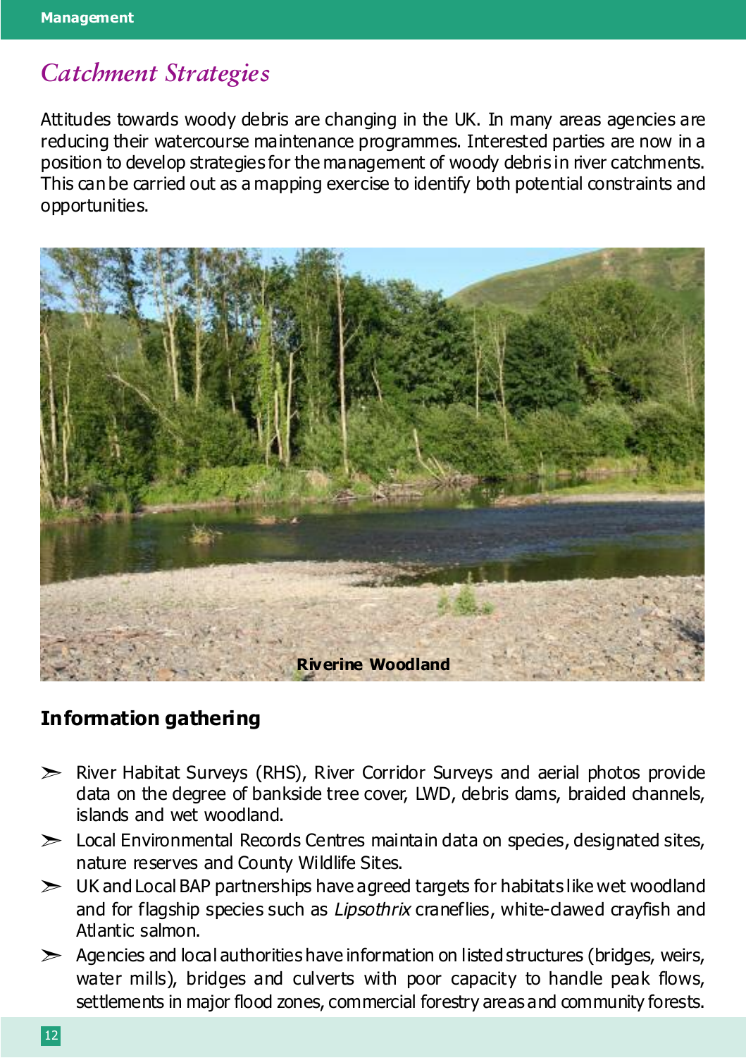## *Catchment Strategies*

Attitudes towards woody debris are changing in the UK. In many areas agencies are reducing their watercourse maintenance programmes. Interested parties are now in a position to develop strategies for the management of woody debris in river catchments. This can be carried out as a mapping exercise to identify both potential constraints and opportunities.

**Riverine Woodland**

### Information gathering

- River Habitat Surveys (RHS), River Corridor Surveys and aerial photos provide data on the degree of bankside tree cover, LWD, debris dams, braided channels, islands and wet woodland.
- Local Environmental Records Centres maintain data on species, designated sites, nature reserves and County Wildlife Sites.
- UK and Local BAP partnerships have agreed targets for habitats like wet woodland and for flagship species such as *Lipsothrix* craneflies, white-clawed crayfish and Atlantic salmon.
- Agencies and local authorities have information on listed structures (bridges, weirs, water mills), bridges and culverts with poor capacity to handle peak flows, settlements in major flood zones, commercial forestry areas and community forests.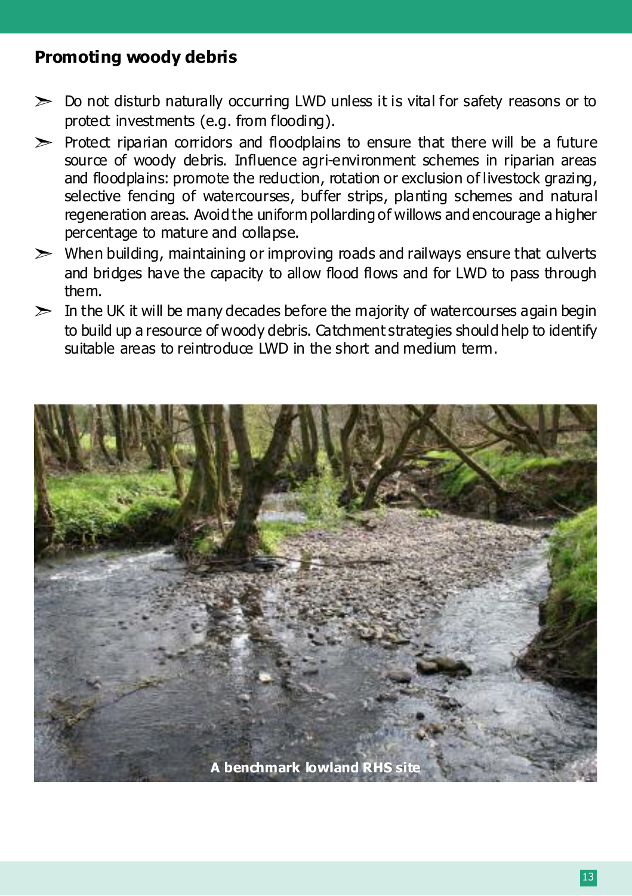## Promoting woody debris

- Do not disturb naturally occurring LWD unless it is vital for safety reasons or to protect investments (e.g. from flooding).
- Protect riparian corridors and floodplains to ensure that there will be a future source of woody debris. Influence agri-environment schemes in riparian areas and floodplains: promote the reduction, rotation or exclusion of livestock grazing, selective fencing of watercourses, buffer strips, planting schemes and natural regeneration areas. Avoid the uniform pollarding of willows and encourage a higher percentage to mature and collapse.
- When building, maintaining or improving roads and railways ensure that culverts and bridges have the capacity to allow flood flows and for LWD to pass through them.
- In the UK it will be many decades before the majority of watercourses again begin to build up a resource of woody debris. Catchment strategies should help to identify suitable areas to reintroduce LWD in the short and medium term.

**A benchmark lowland RHS site**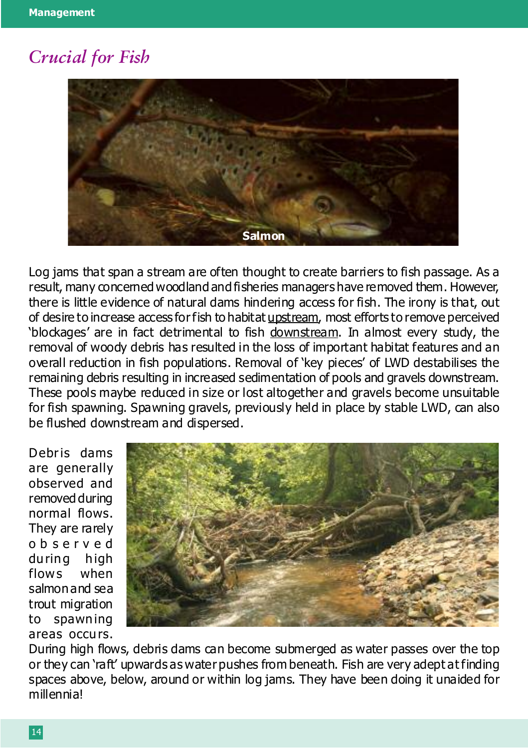# *Crucial for Fish*

Salmon

Log jams that span a stream are often thought to create barriers to fish passage. As a result, many concerned woodland and fisheries managers have removed them. However, there is little evidence of natural dams hindering access for fish. The irony is that, out of desire to increase access for fish to habitat upstream, most efforts to remove perceived 'blockages' are in fact detrimental to fish downstream. In almost every study, the removal of woody debris has resulted in the loss of important habitat features and an overall reduction in fish populations. Removal of 'key pieces' of LWD destabilises the remaining debris resulting in increased sedimentation of pools and gravels downstream. These pools maybe reduced in size or lost altogether and gravels become unsuitable for fish spawning. Spawning gravels, previously held in place by stable LWD, can also be flushed downstream and dispersed.

Debris dams are generally observed and removed during normal flows. They are rarely observed during high flows when salmon and sea trout migration to spawning areas occurs. During high flows, debris dams can become submerged as water passes over the top or they can 'raft' upwards as water pushes from beneath. Fish are very adept at finding spaces above, below, around or within log jams. They have been doing it unaided for millennia!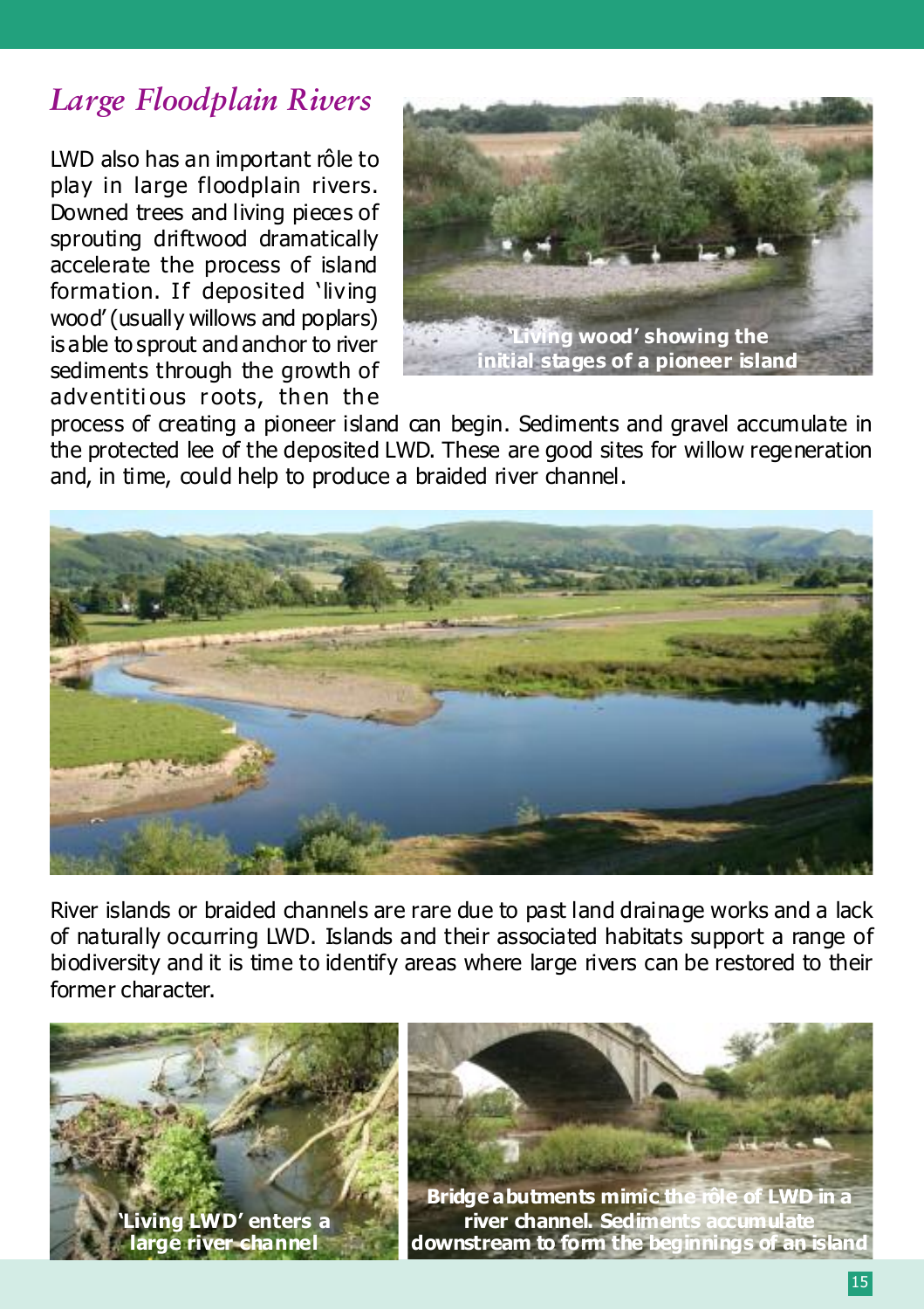## *Large Floodplain Rivers*

LWD also has an important rôle to play in large floodplain rivers. Downed trees and living pieces of sprouting driftwood dramatically accelerate the process of island formation. If deposited 'living wood' (usually willows and poplars) is able to sprout and anchor to river sediments through the growth of adventitious roots, then the process of creating a pioneer island can begin. Sediments and gravel accumulate in the protected lee of the deposited LWD. These are good sites for willow regeneration and, in time, could help to produce a braided river channel.

**'Living wood' showing the initial stages of a pioneer island**

River islands or braided channels are rare due to past land drainage works and a lack of naturally occurring LWD. Islands and their associated habitats support a range of biodiversity and it is time to identify areas where large rivers can be restored to their former character.

**'Living LWD' enters a large river channel**

**Bridge abutments mimic the rôle of LWD in a river channel. Sediments accumulate downstream to form the beginnings of an island**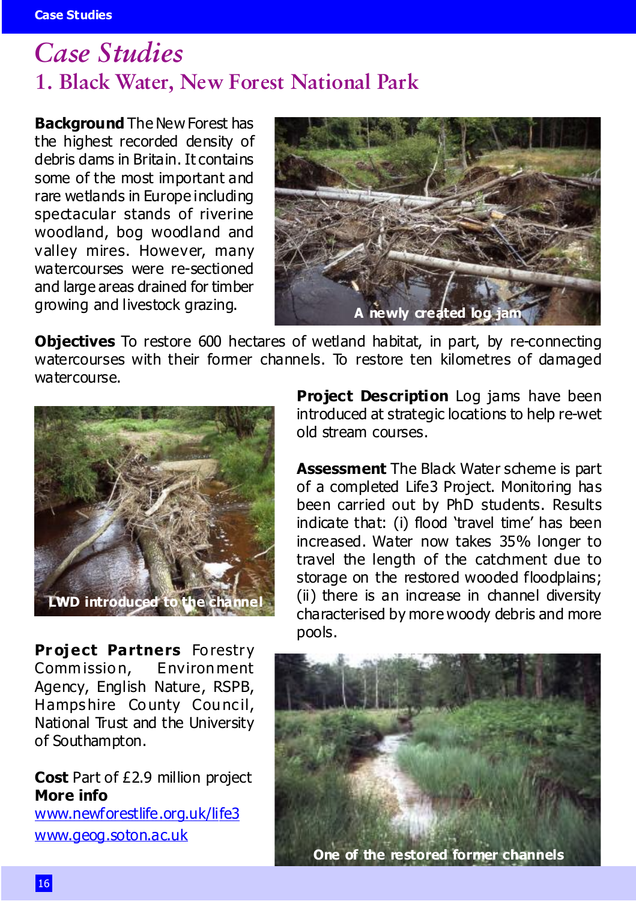# *Case Studies*

## 1. Black Water, New Forest National Park

**Background** The New Forest has the highest recorded density of debris dams in Britain. It contains some of the most important and rare wetlands in Europe including spectacular stands of riverine woodland, bog woodland and valley mires. However, many watercourses were re-sectioned and large areas drained for timber growing and livestock grazing.

A newly created log jam

**Objectives** To restore 600 hectares of wetland habitat, in part, by re-connecting watercourses with their former channels. To restore ten kilometres of damaged watercourse.

**Project Description** Log jams have been introduced at strategic locations to help re-wet old stream courses.

**Assessment** The Black Water scheme is part of a completed Life3 Project. Monitoring has been carried out by PhD students. Results indicate that: (i) flood 'travel time' has been increased. Water now takes 35% longer to travel the length of the catchment due to storage on the restored wooded floodplains; (ii) there is an increase in channel diversity characterised by more woody debris and more pools.

LWD introduced to the channel

**Project Partners** Forestry Commission, Environment Agency, English Nature, RSPB, Hampshire County Council, National Trust and the University of Southampton.

**Cost** Part of £2.9 million project

**More info**
www.newforestlife.org.uk/life3
www.geog.soton.ac.uk

One of the restored former channels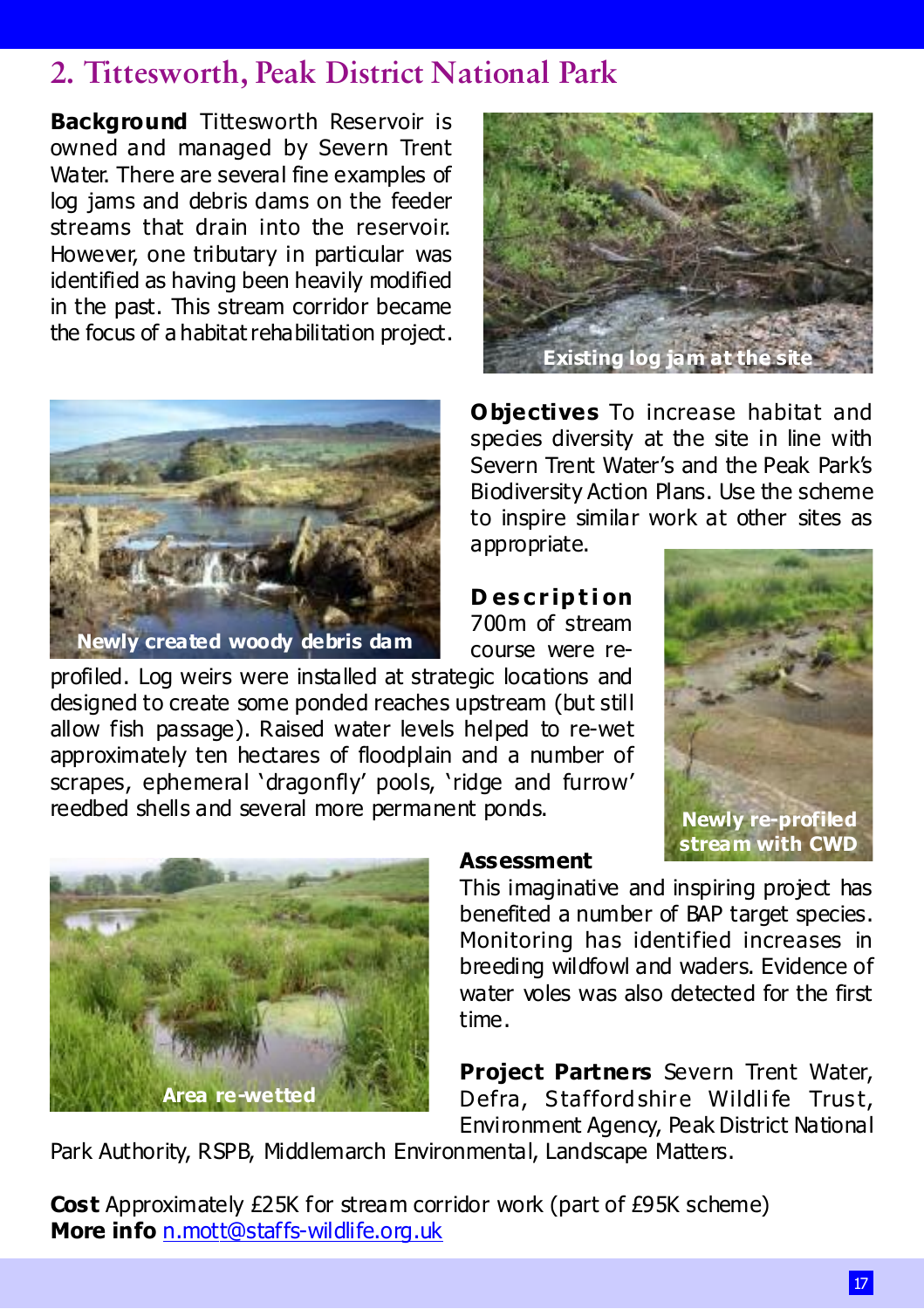## 2. Tittesworth, Peak District National Park

**Background** Tittesworth Reservoir is owned and managed by Severn Trent Water. There are several fine examples of log jams and debris dams on the feeder streams that drain into the reservoir. However, one tributary in particular was identified as having been heavily modified in the past. This stream corridor became the focus of a habitat rehabilitation project.

Existing log jam at the site

**Objectives** To increase habitat and species diversity at the site in line with Severn Trent Water's and the Peak Park's Biodiversity Action Plans. Use the scheme to inspire similar work at other sites as appropriate.

Newly created woody debris dam

**Description** 700m of stream course were re-profiled. Log weirs were installed at strategic locations and designed to create some ponded reaches upstream (but still allow fish passage). Raised water levels helped to re-wet approximately ten hectares of floodplain and a number of scrapes, ephemeral 'dragonfly' pools, 'ridge and furrow' reedbed shells and several more permanent ponds.

Newly re-profiled stream with CWD

**Assessment**
This imaginative and inspiring project has benefited a number of BAP target species. Monitoring has identified increases in breeding wildfowl and waders. Evidence of water voles was also detected for the first time.

Area re-wetted

**Project Partners** Severn Trent Water, Defra, Staffordshire Wildlife Trust, Environment Agency, Peak District National Park Authority, RSPB, Middlemarch Environmental, Landscape Matters.

**Cost** Approximately £25K for stream corridor work (part of £95K scheme)
**More info** n.mott@staffs-wildlife.org.uk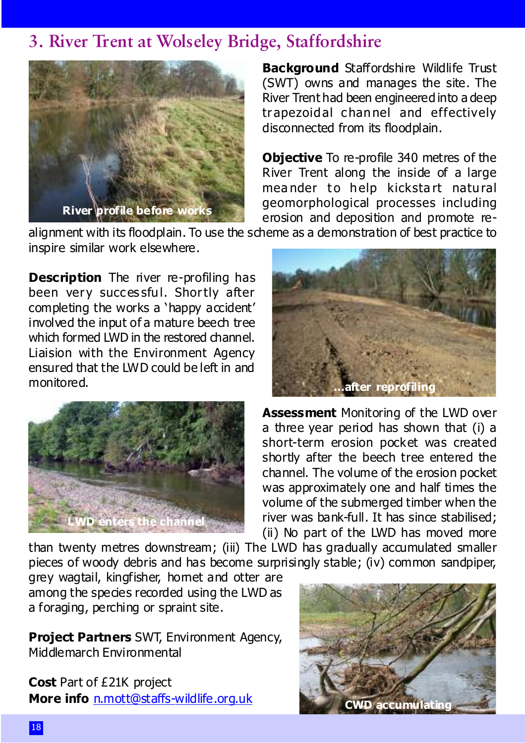## 3. River Trent at Wolseley Bridge, Staffordshire

River profile before works

**Background** Staffordshire Wildlife Trust (SWT) owns and manages the site. The River Trent had been engineered into a deep trapezoidal channel and effectively disconnected from its floodplain.

**Objective** To re-profile 340 metres of the River Trent along the inside of a large meander to help kickstart natural geomorphological processes including erosion and deposition and promote re-alignment with its floodplain. To use the scheme as a demonstration of best practice to inspire similar work elsewhere.

**Description** The river re-profiling has been very successful. Shortly after completing the works a 'happy accident' involved the input of a mature beech tree which formed LWD in the restored channel. Liaision with the Environment Agency ensured that the LWD could be left in and monitored.

...after reprofiling

LWD enters the channel

**Assessment** Monitoring of the LWD over a three year period has shown that (i) a short-term erosion pocket was created shortly after the beech tree entered the channel. The volume of the erosion pocket was approximately one and half times the volume of the submerged timber when the river was bank-full. It has since stabilised; (ii) No part of the LWD has moved more than twenty metres downstream; (iii) The LWD has gradually accumulated smaller pieces of woody debris and has become surprisingly stable; (iv) common sandpiper, grey wagtail, kingfisher, hornet and otter are among the species recorded using the LWD as a foraging, perching or spraint site.

**Project Partners** SWT, Environment Agency, Middlemarch Environmental

**Cost** Part of £21K project

**More info** n.mott@staffs-wildlife.org.uk

CWD accumulating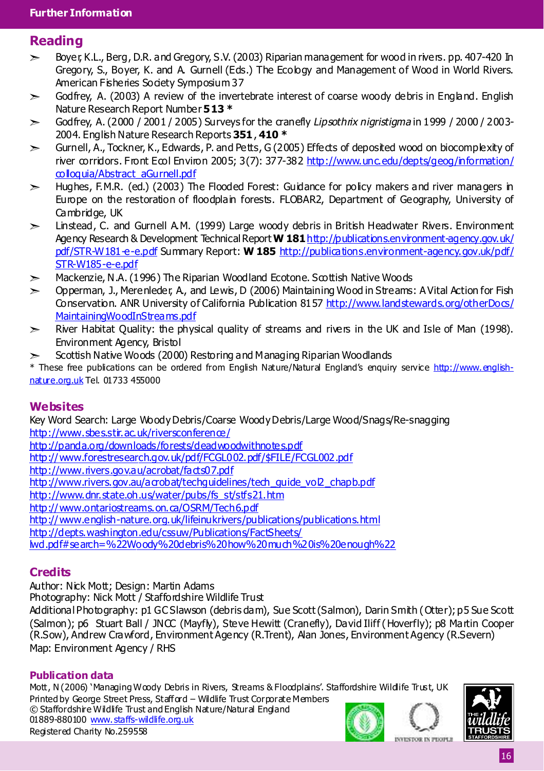## Reading

- Boyer, K.L., Berg, D.R. and Gregory, S.V. (2003) Riparian management for wood in rivers. pp. 407-420 In Gregory, S., Boyer, K. and A. Gurnell (Eds.) The Ecology and Management of Wood in World Rivers. American Fisheries Society Symposium 37
- Godfrey, A. (2003) A review of the invertebrate interest of coarse woody debris in England. English Nature Research Report Number **513 ***
- Godfrey, A. (2000 / 2001 / 2005) Surveys for the cranefly *Lipsothrix nigristigma* in 1999 / 2000 / 2003-2004. English Nature Research Reports **351**, **410 ***
- Gurnell, A., Tockner, K., Edwards, P. and Petts, G (2005) Effects of deposited wood on biocomplexity of river corridors. Front Ecol Environ 2005; 3(7): 377-382 http://www.unc.edu/depts/geog/information/colloquia/Abstract_aGurnell.pdf
- Hughes, F.M.R. (ed.) (2003) The Flooded Forest: Guidance for policy makers and river managers in Europe on the restoration of floodplain forests. FLOBAR2, Department of Geography, University of Cambridge, UK
- Linstead, C. and Gurnell A.M. (1999) Large woody debris in British Headwater Rivers. Environment Agency Research & Development Technical Report **W 181** http://publications.environment-agency.gov.uk/pdf/STR-W181-e-e.pdf Summary Report: **W 185** http://publications.environment-agency.gov.uk/pdf/STR-W185-e-e.pdf
- Mackenzie, N.A. (1996) The Riparian Woodland Ecotone. Scottish Native Woods
- Opperman, J., Merenleder, A., and Lewis, D (2006) Maintaining Wood in Streams: A Vital Action for Fish Conservation. ANR University of California Publication 8157 http://www.landstewards.org/otherDocs/MaintainingWoodInStreams.pdf
- River Habitat Quality: the physical quality of streams and rivers in the UK and Isle of Man (1998). Environment Agency, Bristol
- Scottish Native Woods (2000) Restoring and Managing Riparian Woodlands

* These free publications can be ordered from English Nature/Natural England's enquiry service http://www.english-nature.org.uk Tel. 01733 455000

## Websites

Key Word Search: Large Woody Debris/Coarse Woody Debris/Large Wood/Snags/Re-snagging

http://www.sbes.stir.ac.uk/riversconference/
http://panda.org/downloads/forests/deadwoodwithnotes.pdf
http://www.forestresearch.gov.uk/pdf/FCGL002.pdf/$FILE/FCGL002.pdf
http://www.rivers.gov.au/acrobat/facts07.pdf
http://www.rivers.gov.au/acrobat/techguidelines/tech_guide_vol2_chapb.pdf
http://www.dnr.state.oh.us/water/pubs/fs_st/stfs21.htm
http://www.ontariostreams.on.ca/OSRM/Tech6.pdf
http://www.english-nature.org.uk/lifeinukrivers/publications/publications.html
http://depts.washington.edu/cssuw/Publications/FactSheets/lwd.pdf#search=%22Woody%20debris%20how%20much%20is%20enough%22

## Credits

Author: Nick Mott; Design: Martin Adams
Photography: Nick Mott / Staffordshire Wildlife Trust
Additional Photography: p1 GC Slawson (debris dam), Sue Scott (Salmon), Darin Smith (Otter); p5 Sue Scott (Salmon); p6 Stuart Ball / JNCC (Mayfly), Steve Hewitt (Cranefly), David Iliff (Hoverfly); p8 Martin Cooper (R.Sow), Andrew Crawford, Environment Agency (R.Trent), Alan Jones, Environment Agency (R.Severn)
Map: Environment Agency / RHS

### Publication data

Mott, N (2006) 'Managing Woody Debris in Rivers, Streams & Floodplains'. Staffordshire Wildlife Trust, UK
Printed by George Street Press, Stafford – Wildlife Trust Corporate Members
© Staffordshire Wildlife Trust and English Nature/Natural England
01889-880100 www.staffs-wildlife.org.uk
Registered Charity No.259558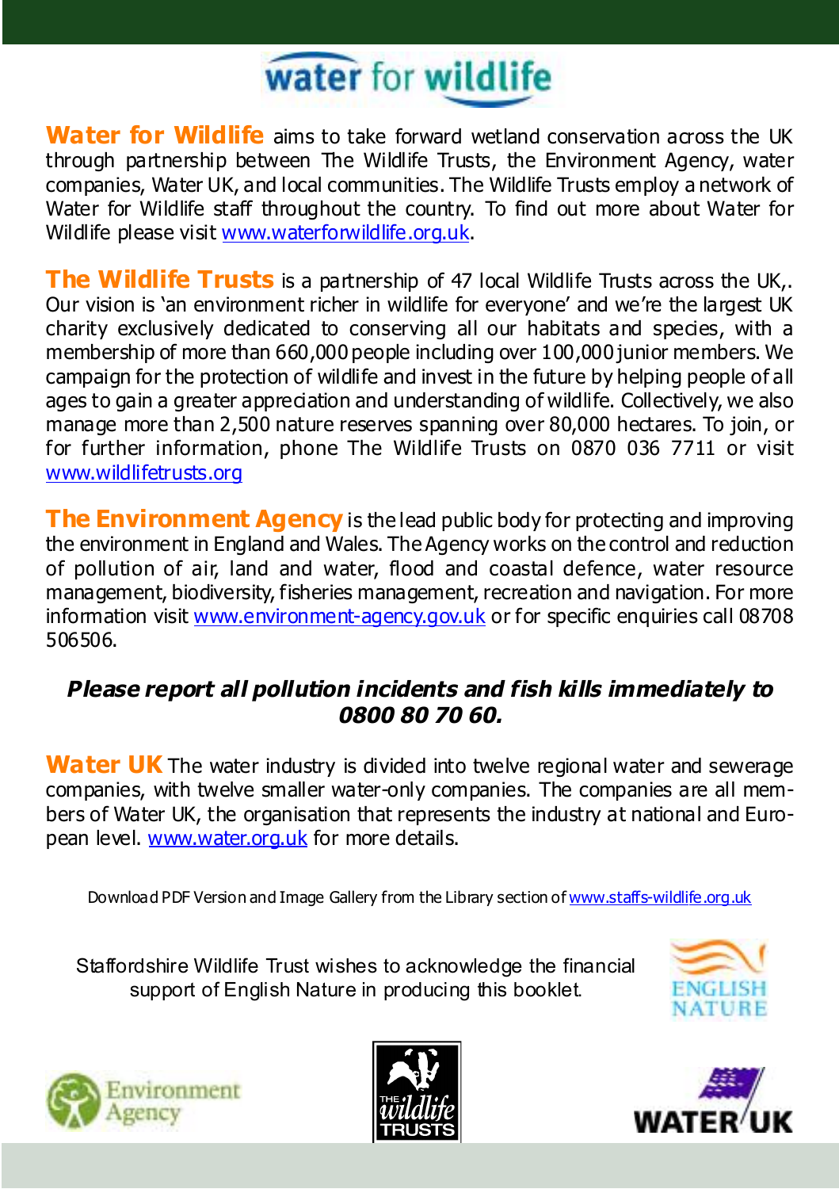# water for wildlife

**Water for Wildlife** aims to take forward wetland conservation across the UK through partnership between The Wildlife Trusts, the Environment Agency, water companies, Water UK, and local communities. The Wildlife Trusts employ a network of Water for Wildlife staff throughout the country. To find out more about Water for Wildlife please visit www.waterforwildlife.org.uk.

**The Wildlife Trusts** is a partnership of 47 local Wildlife Trusts across the UK,. Our vision is 'an environment richer in wildlife for everyone' and we're the largest UK charity exclusively dedicated to conserving all our habitats and species, with a membership of more than 660,000 people including over 100,000 junior members. We campaign for the protection of wildlife and invest in the future by helping people of all ages to gain a greater appreciation and understanding of wildlife. Collectively, we also manage more than 2,500 nature reserves spanning over 80,000 hectares. To join, or for further information, phone The Wildlife Trusts on 0870 036 7711 or visit www.wildlifetrusts.org

**The Environment Agency** is the lead public body for protecting and improving the environment in England and Wales. The Agency works on the control and reduction of pollution of air, land and water, flood and coastal defence, water resource management, biodiversity, fisheries management, recreation and navigation. For more information visit www.environment-agency.gov.uk or for specific enquiries call 08708 506506.

***Please report all pollution incidents and fish kills immediately to 0800 80 70 60.***

**Water UK** The water industry is divided into twelve regional water and sewerage companies, with twelve smaller water-only companies. The companies are all members of Water UK, the organisation that represents the industry at national and European level. www.water.org.uk for more details.

Download PDF Version and Image Gallery from the Library section of www.staffs-wildlife.org.uk

Staffordshire Wildlife Trust wishes to acknowledge the financial support of English Nature in producing this booklet.

ENGLISH NATURE

Environment Agency

THE wildlife TRUSTS

WATER UK